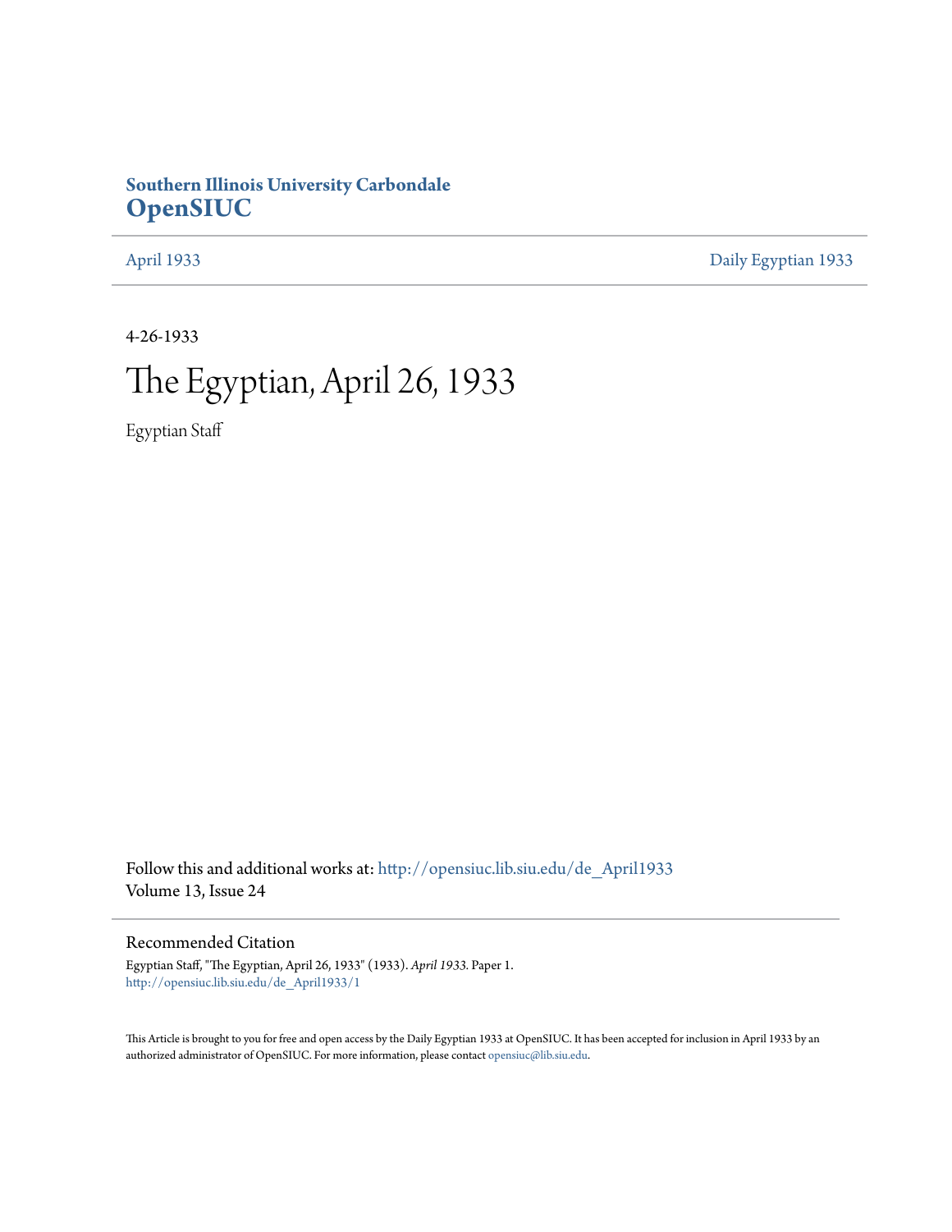**Southern Illinois University Carbondale**
**OpenSIUC**

April 1933 | Daily Egyptian 1933

4-26-1933

# The Egyptian, April 26, 1933

Egyptian Staff

Follow this and additional works at: http://opensiuc.lib.siu.edu/de_April1933
Volume 13, Issue 24

## Recommended Citation

Egyptian Staff, "The Egyptian, April 26, 1933" (1933). *April 1933*. Paper 1.
http://opensiuc.lib.siu.edu/de_April1933/1

This Article is brought to you for free and open access by the Daily Egyptian 1933 at OpenSIUC. It has been accepted for inclusion in April 1933 by an authorized administrator of OpenSIUC. For more information, please contact opensiuc@lib.siu.edu.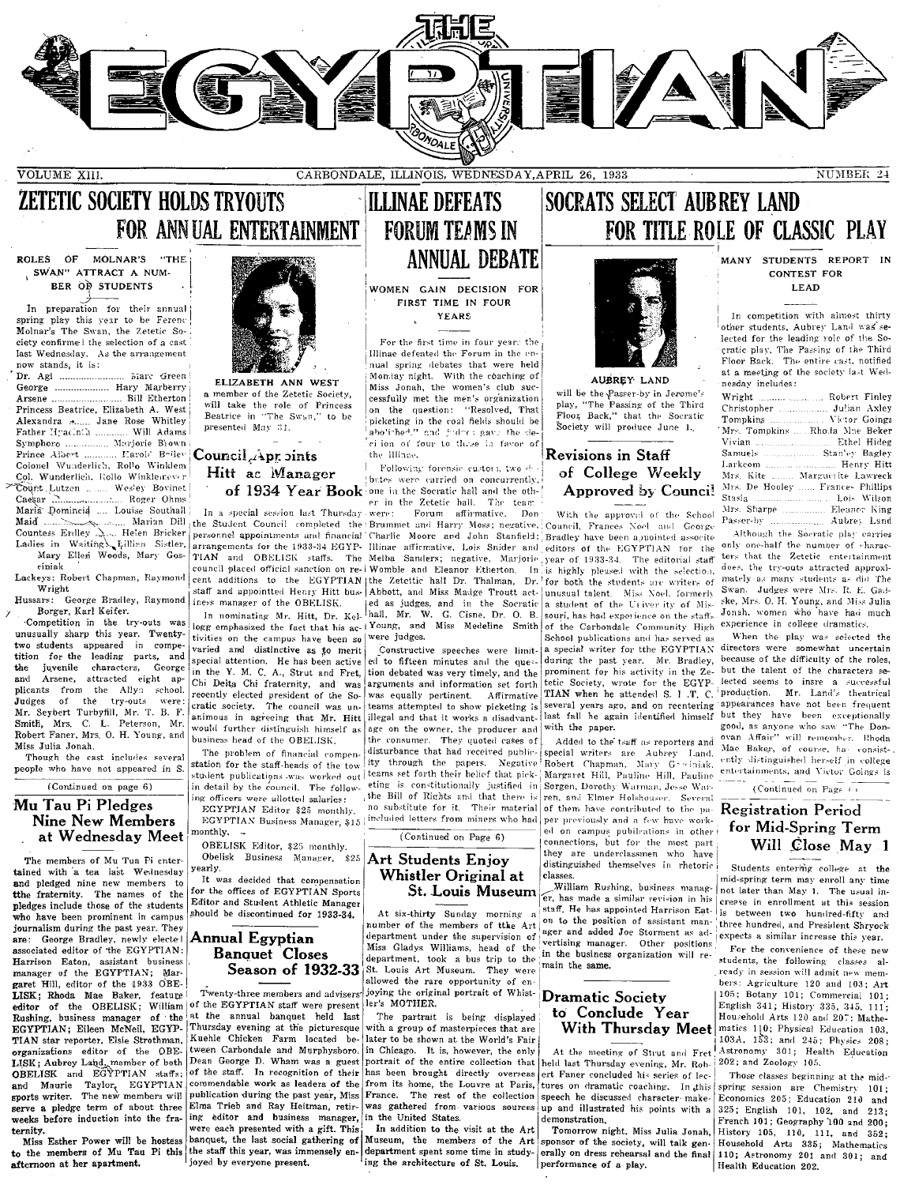# THE EGYPTIAN

VOLUME XIII. CARBONDALE, ILLINOIS, WEDNESDAY, APRIL 26, 1933 NUMBER 24

## ZETETIC SOCIETY HOLDS TRYOUTS FOR ANNUAL ENTERTAINMENT

### ROLES OF MOLNAR'S "THE SWAN" ATTRACT A NUMBER OF STUDENTS

In preparation for their annual spring play this year to be Ferenc Molnar's The Swan, the Zetetic Society confirmed the selection of a cast last Wednesday. As the arrangement now stands, it is:

Dr. Agi .................... Marc Green
George .................... Hary Marberry
Arsene .................... Bill Etherton
Princess Beatrice, Elizabeth A. West
Alexandra ......... Jane Rose Whitley
Father Hyacinth .............. Will Adams
Symphoro .............. Marjorie Brown
Prince Albert ........... Harold Bailey
Colonel Wunderlich, Rollo Winklem
Col. Wunderlich. Rollo Winkleme ver
Count Lutzen ........ Wesley Bovinet
Caesar ..................... Roger Ohms
Maria Dominica ....... Louise Southall
Maid .................... Marian Dill
Countess Erdley ......... Helen Bricker
Ladies in Waiting, Lillian Sistler, Mary Ellen Woods, Mary Gosciniak
Lackeys: Robert Chapman, Raymond Wright
Hussars: George Bradley, Raymond Borger, Karl Keifer.

Competition in the try-outs was unusually sharp this year. Twenty-two students appeared in competition for the leading parts, and the juvenile characters, George and Arsene, attracted eight applicants from the Allyn school. Judges of the try-outs were: Mr. Seybert Turbyfill, Mr. T. B. F. Smith, Mrs. C. L. Peterson, Mr. Robert Faner, Mrs. O. H. Young, and Miss Julia Jonah.

Though the cast includes several people who have not appeared in S.

(Continued on page 6)

ELIZABETH ANN WEST
a member of the Zetetic Society, will take the role of Princess Beatrice in "The Swan," to be presented May 31.

## Mu Tau Pi Pledges Nine New Members at Wednesday Meet

The members of Mu Tau Pi entertained with a tea last Wednesday and pledged nine new members to the fraternity. The names of the pledges include those of the students who have been prominent in campus journalism during the past year. They are: George Bradley, newly elected associated editor of the EGYPTIAN; Harrison Eaton, assistant business manager of the EGYPTIAN; Margaret Hill, editor of the 1933 OBELISK; Rhoda Mae Baker, feature editor of the OBELISK; William Rushing, business manager of the EGYPTIAN; Eileen McNeill, EGYPTIAN star reporter, Elsie Strothman, organizations editor of the OBELISK; Aubrey Land, member of both OBELISK and EGYPTIAN staffs; and Maurie Taylor, EGYPTIAN sports writer. The new members will serve a pledge term of about three weeks before induction into the fraternity.

Miss Esther Power will be hostess to the members of Mu Tau Pi this afternoon at her apartment.

## Council Appoints Hitt as Manager of 1934 Year Book

In a special session last Thursday the Student Council completed the personnel appointments and financial arrangements for the 1933-34 EGYPTIAN and OBELISK staffs. The council placed official sanction on recent additions to the EGYPTIAN staff and appointted Henry Hitt business manager of the OBELISK.

In nominating Mr. Hitt, Dr. Kellogg emphasized the fact that his activities on the campus have been so varied and distinctive as to merit special attention. He has been active in the Y. M. C. A., Strut and Fret, Chi Delta Chi fraternity, and was recently elected president of the Socratic society. The council was unanimous in agreeing that Mr. Hitt would further distinguish himself as business head of the OBELISK.

The problem of financial compensation for the staff-heads of the two student publications was worked out in detail by the council. The following officers were allotted salaries:

EGYPTIAN Editor $25 monthly.
EGYPTIAN Business Manager, $15 monthly.
OBELISK Editor, $25 monthly.
Obelisk Business Manager, $25 yearly.

It was decided that compensation for the offices of EGYPTIAN Sports Editor and Student Athletic Manager should be discontinued for 1933-34.

## Annual Egyptian Banquet Closes Season of 1932-33

Twenty-three members and advisers of the EGYPTIAN staff were present at the annual banquet held last Thursday evening at the picturesque Kuehle Chicken Farm located between Carbondale and Murphysboro. Dean George D. Wham was a guest of the staff. In recognition of their commendable work as leaders of the publication during the past year, Miss Elma Trieb and Ray Heitman, retiring editor and business manager, were each presented with a gift. This banquet, the last social gathering of the staff this year, was immensely enjoyed by everyone present.

## ILLINAE DEFEATS FORUM TEAMS IN ANNUAL DEBATE

### WOMEN GAIN DECISION FOR FIRST TIME IN FOUR YEARS

For the first time in four years the Illinae defeated the Forum in the annual spring debates that were held Monday night. With the coaching of Miss Jonah, the women's club successfully met the men's organization on the question: "Resolved, That picketing in the coal fields should be abolished," and judges gave the decision of four to three in favor of the Illinae.

Following forensic custom, two debates were carried on concurrently, one in the Socratic hall and the other in the Zetetic hall. The teams were: Forum affirmative. Don Brummet and Harry Moss; negative, Charlie Moore and John Stanfield; Illinae affirmative, Lois Snider and Melba Sanders; negative, Marjorie Womble and Eleanor Etherton. In the Zetetic hall Dr. Thalman, Dr. Abbott, and Miss Madge Troutt acted as judges, and in the Socratic hall, Mr. W. G. Cisne, Dr. O. B. Young, and Miss Medeline Smith were judges.

Constructive speeches were limited to fifteen minutes and the question debated was very timely, and the arguments and information set forth was equally pertinent. Affirmative teams attempted to show picketing is illegal and that it works a disadvantage on the owner, the producer and the consumer. They quoted cases of disturbance that had received publicity through the papers. Negative teams set forth their belief that picketing is constitutionally justified in the Bill of Rights and that there is no substitute for it. Their material included letters from miners who had

(Continued on Page 6)

## Art Students Enjoy Whistler Original at St. Louis Museum

At six-thirty Sunday morning a number of the members of the Art department under the supervision of Miss Gladys Williams, head of the department, took a bus trip to the St. Louis Art Museum. They were allowed the rare opportunity of enjoying the original portrait of Whistler's MOTHER.

The partrait is being displayed with a group of masterpieces that are later to be shown at the World's Fair in Chicago. It is, however, the only portrait of the entire collection that has been brought directly overseas from its home, the Louvre at Paris, France. The rest of the collection was gathered from various sources in the United States.

In addition to the visit at the Art Museum, the members of the Art department spent some time in studying the architecture of St. Louis.

## SOCRATS SELECT AUBREY LAND FOR TITLE ROLE OF CLASSIC PLAY

AUBREY LAND
will be the Passer-by in Jerome's play, "The Passing of the Third Floor Back," that the Socratic Society will produce June 1.

## Revisions in Staff of College Weekly Approved by Council

With the approval of the School Council, Frances Noel and George Bradley have been appointed associate editors of the EGYPTIAN for the year of 1933-34. The editorial staff is highly pleased with the selection, for both the students are writers of unusual talent. Miss Noel, formerly a student of the University of Missouri, has had experience on the staffs of the Carbondale Community High School publications and has served as a special writer for the EGYPTIAN during the past year. Mr. Bradley, prominent for his activity in the Zetetic Society, wrote for the EGYPTIAN when he attended S. I. T. C. several years ago, and on reentering last fall he again identified himself with the paper.

Added to the staff as reporters and special writers are Aubrey Land, Robert Chapman, Mary Gosciniak, Margaret Hill, Pauline Hill, Pauline Sorgen, Dorothy Warman, Jesse Warren, and Elmer Holshouser. Several of them have contributed to the paper previously and a few have worked on campus publications in other connections, but for the most part they are underclassmen who have distinguished themselves in rhetoric classes.

William Rushing, business manager, has made a similar revision in his staff. He has appointed Harrison Eaton to the position of assistant manager and added Joe Storment as advertising manager. Other positions in the business organization will remain the same.

## Dramatic Society to Conclude Year With Thursday Meet

At the meeting of Strut and Fret held last Thursday evening, Mr. Robert Faner concluded his series of lectures on dramatic coaching. In this speech he discussed character make-up and illustrated his points with a demonstration.

Tomorrow night, Miss Julia Jonah, sponsor of the society, will talk generally on dress rehearsal and the final performance of a play.

### MANY STUDENTS REPORT IN CONTEST FOR LEAD

In competition with almost thirty other students, Aubrey Land was selected for the leading role of the Socratic play, The Passing of the Third Floor Back. The entire cast, notified at a meeting of the society last Wednesday includes:

Wright .................... Robert Finley
Christopher ................ Julian Axley
Tompkins .................. Victor Goings
Mrs. Tompkins ...... Rhoda Mae Beker
Vivian ..................... Ethel Hideg
Samuels .................. Stanley Bagley
Larkcom .................... Henry Hitt
Mrs. Kite .......... Marguerite Lawreck
Mrs. De Hooley ....... Frances Phillips
Stasia ..................... Lois Wilson
Mrs. Sharpe ............... Eleanor King
Passer-by ................. Aubrey Land

Although the Socratic play carries only one-half the number of characters that the Zetetic entertainment does, the try-outs attracted approximately as many students as did The Swan. Judges were Mrs. R. E. Gadske, Mrs. O. H. Young, and Miss Julia Jonah, women who have had much experience in college dramatics.

When the play was selected the directors were somewhat uncertain because of the difficulty of the roles, but the talent of the characters selected seems to insure a successful production. Mr. Land's theatrical appearances have not been frequent but they have been exceptionally good, as anyone who saw "The Donovan Affair" will remember. Rhoda Mae Baker, of course, has consistently distinguished herself in college entertainments, and Victor Goings is

(Continued on Page 6)

## Registration Period for Mid-Spring Term Will Close May 1

Students entering college at the mid-spring term may enroll any time not later than May 1. The usual increase in enrollment at this session is between two hundred-fifty and three hundred, and President Shryock expects a similar increase this year.

For the convenience of these new students, the following classes already in session will admit new members: Agriculture 120 and 103; Art 105; Botany 101; Commercial 101; English 341; History 335, 345, 111; Household Arts 120 and 207; Mathematics 110; Physical Education 103, 103A, 153; and 245; Physics 208; Astronomy 301; Health Education 202; and Zoology 105.

Those classes beginning at the mid-spring session are Chemistry 101; Economics 205; Education 210 and 325; English 101, 102, and 213; French 101; Geography 100 and 200; History 105, 110, 111, and 352; Household Arts 335; Mathematics 110; Astronomy 201 and 301; and Health Education 202.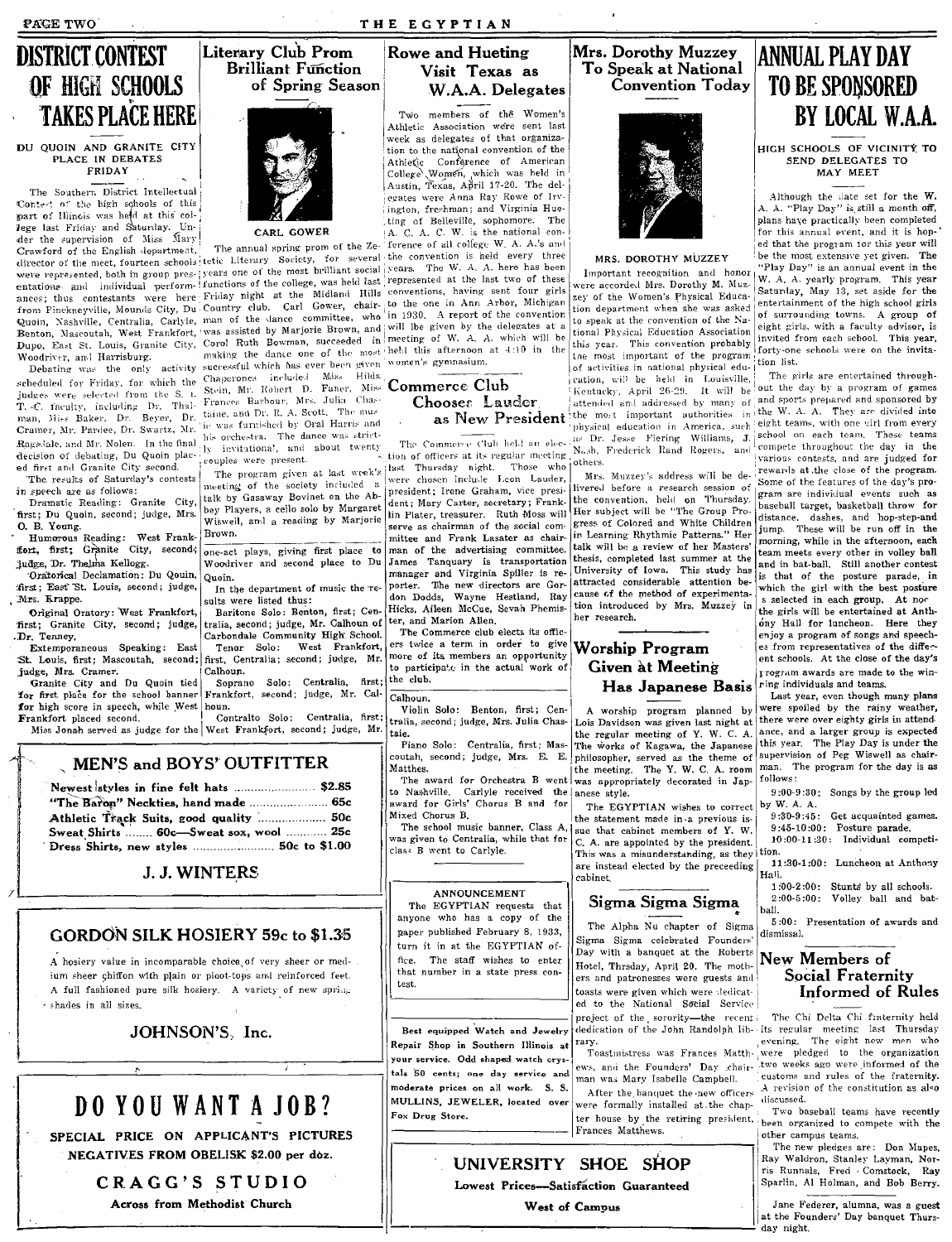# DISTRICT CONTEST OF HIGH SCHOOLS TAKES PLACE HERE

### DU QUOIN AND GRANITE CITY PLACE IN DEBATES FRIDAY

The Southern District Intellectual Contest of the high schools of this part of Illinois was held at this college last Friday and Saturday. Under the supervision of Miss Mary Crawford of the English department, director of the meet, fourteen schools were represented, both in group presentations and individual performances; thus contestants were here from Pinckneyville, Mounds City, Du Quoin, Nashville, Centralia, Carlyle, Benton, Mascoutah, West Frankfort, Dupo, East St. Louis, Granite City, Woodriver, and Harrisburg.

Debating was the only activity scheduled for Friday, for which the judges were selected from the S. I. T. C. faculty, including Dr. Thalman, Miss Baker, Dr. Beyer, Dr. Cramer, Mr. Pardee, Dr. Swartz, Mr. Ragsdale, and Mr. Nolen. In the final decision of debating, Du Quoin placed first and Granite City second.

The results of Saturday's contests in speech are as follows:

Dramatic Reading: Granite City, first; Du Quoin, second; judge, Mrs. O. B. Young.

Humorous Reading: West Frankfort, first; Granite City, second; judge, Dr. Thelma Kellogg.

Oratorical Declamation: Du Quoin, first; East St. Louis, second; judge, Mrs. Krappe.

Original Oratory: West Frankfort, first; Granite City, second; judge, Dr. Tenney.

Extemporaneous Speaking: East St. Louis, first; Mascoutah, second; judge, Mrs. Cramer.

Granite City and Du Quoin tied for first place for the school banner for high score in speech, while West Frankfort placed second.

Miss Jonah served as judge for the one-act plays, giving first place to Woodriver and second place to Du Quoin.

In the department of music the results were listed thus:

Baritone Solo: Benton, first; Centralia, second; judge, Mr. Calhoun of Carbondale Community High School.

Tenor Solo: West Frankfort, first, Centralia; second; judge, Mr. Calhoun.

Soprano Solo: Centralia, first; Frankfort, second; judge, Mr. Calhoun.

Contralto Solo: Centralia, first; West Frankfort, second; judge, Mr. Calhoun.

Violin Solo: Benton, first; Centralia, second; judge, Mrs. Julia Chastaie.

Piano Solo: Centralia, first; Mascoutah, second; judge, Mrs. E. E. Matthes.

The award for Orchestra B went to Nashville. Carlyle received the award for Girls' Chorus B and for Mixed Chorus B.

The school music banner, Class A, was given to Centralia, while that for class B went to Carlyle.

# Literary Club Prom Brilliant Function of Spring Season

CARL GOWER

The annual spring prom of the Zetetic Literary Society, for several years one of the most brilliant social functions of the college, was held last Friday night at the Midland Hills Country club. Carl Gower, chairman of the dance committee, who was assisted by Marjorie Brown, and Carol Ruth Bowman, succeeded in making the dance one of the most successful which has ever been given. Chaperones included Miss Hilda Stein, Mr. Robert D. Faner, Miss Frances Barbour, Mrs. Julia Chastaine, and Dr. R. A. Scott. The music was furnished by Oral Harris and his orchestra. The dance was strictly invitational, and about twenty couples were present.

The program given at last week's meeting of the society included a talk by Gasaway Bovinet on the Abbey Players, a cello solo by Margaret Wiswell, and a reading by Marjorie Brown.

# MEN'S and BOYS' OUTFITTER

Newest styles in fine felt hats .......... $2.85
"The Baron" Neckties, hand made .......... 65c
Athletic Track Suits, good quality .......... 50c
Sweat Shirts ........ 60c—Sweat sox, wool .......... 25c
Dress Shirts, new styles .......... 50c to $1.00

**J. J. WINTERS**

# GORDON SILK HOSIERY 59c to $1.35

A hosiery value in incomparable choice of very sheer or medium sheer chiffon with plain or picot-tops and reinforced feet. A full fashioned pure silk hosiery. A variety of new spring shades in all sizes.

**JOHNSON'S, Inc.**

# DO YOU WANT A JOB?

SPECIAL PRICE ON APPLICANT'S PICTURES
NEGATIVES FROM OBELISK $2.00 per doz.

**CRAGG'S STUDIO**

Across from Methodist Church

# Rowe and Hueting Visit Texas as W.A.A. Delegates

Two members of the Women's Athletic Association were sent last week as delegates of that organization to the national convention of the Athletic Conference of American College Women, which was held in Austin, Texas, April 17-20. The delegates were Anna Ray Rowe of Irvington, freshman; and Virginia Hueting of Belleville, sophomore. The A. C. A. C. W. is the national conference of all college W. A. A.'s and the convention is held every three years. The W. A. A. here has been represented at the last two of these conventions, having sent four girls to the one in Ann Arbor, Michigan in 1930. A report of the convention will be given by the delegates at a meeting of W. A. A. which will be held this afternoon at 4:10 in the women's gymnasium.

# Commerce Club Chooses Lauder as New President

The Commerce Club held an election of officers at its regular meeting last Thursday night. Those who were chosen include Leon Lauder, president; Irene Graham, vice president; Mary Carter, secretary; Franklin Plater, treasurer. Ruth Moss will serve as chairman of the social committee and Frank Lasater as chairman of the advertising committee. James Tanquary is transportation manager and Virginia Spiller is reporter. The new directors are Gordon Dodds, Wayne Hestland, Ray Hicks, Aileen McCue, Sevah Phemister, and Marion Allen.

The Commerce club elects its officers twice a term in order to give more of its members an opportunity to participate in the actual work of the club.

**ANNOUNCEMENT**

The EGYPTIAN requests that anyone who has a copy of the paper published February 8, 1933, turn it in at the EGYPTIAN office. The staff wishes to enter that number in a state press contest.

**Best equipped Watch and Jewelry Repair Shop in Southern Illinois at your service. Odd shaped watch crystals 50 cents; one day service and moderate prices on all work. S. S. MULLINS, JEWELER, located over Fox Drug Store.**

# Mrs. Dorothy Muzzey To Speak at National Convention Today

MRS. DOROTHY MUZZEY

Important recognition and honor were accorded Mrs. Dorothy M. Muzzey of the Women's Physical Education department when she was asked to speak at the convention of the National Physical Education Association this year. This convention probably the most important of the program of activities in national physical education, will be held in Louisville, Kentucky, April 26-29. It will be attended and addressed by many of the most important authorities in physical education in America, such as Dr. Jesse Fiering Williams, J. Nash, Frederick Rand Rogers, and others.

Mrs. Muzzey's address will be delivered before a research session of the convention, held on Thursday. Her subject will be "The Group Progress of Colored and White Children in Learning Rhythmic Patterns." Her talk will be a review of her Masters' thesis, completed last summer at the University of Iowa. This study has attracted considerable attention because of the method of experimentation introduced by Mrs. Muzzey in her research.

# Worship Program Given at Meeting Has Japanese Basis

A worship program planned by Lois Davidson was given last night at the regular meeting of Y. W. C. A. The works of Kagawa, the Japanese philosopher, served as the theme of the meeting. The Y. W. C. A. room was appropriately decorated in Japanese style.

The EGYPTIAN wishes to correct the statement made in a previous issue that cabinet members of Y. W. C. A. are appointed by the president. This was a misunderstanding, as they are instead elected by the preceeding cabinet.

# Sigma Sigma Sigma

The Alpha Nu chapter of Sigma Sigma Sigma celebrated Founders' Day with a banquet at the Roberts Hotel, Thrsday, April 20. The mothers and patronesses were guests and toasts were given which were dedicated to the National Social Service project of the sorority—the recent dedication of the John Randolph library.

Toastmistress was Frances Matthews, and the Founders' Day chairman was Mary Isabelle Campbell.

After the banquet the new officers were formally installed at the chapter house by the retiring president, Frances Matthews.

# UNIVERSITY SHOE SHOP

Lowest Prices—Satisfaction Guaranteed

West of Campus

# ANNUAL PLAY DAY TO BE SPONSORED BY LOCAL W.A.A.

### HIGH SCHOOLS OF VICINITY TO SEND DELEGATES TO MAY MEET

Although the date set for the W. A. A. "Play Day" is still a month off, plans have practically been completed for this annual event, and it is hoped that the program for this year will be the most extensive yet given. The "Play Day" is an annual event in the W. A. A. yearly program. This year Saturday, May 13, set aside for the entertainment of the high school girls of surrounding towns. A group of eight girls, with a faculty advisor, is invited from each school. This year, forty-one schools were on the invitation list.

The girls are entertained throughout the day by a program of games and sports prepared and sponsored by the W. A. A. They are divided into eight teams, with one girl from every school on each team. These teams compete throughout the day in the various contests, and are judged for rewards at the close of the program. Some of the features of the day's program are individual events such as baseball target, basketball throw for distance, dashes, and hop-step-and jump. These will be run off in the morning, while in the afternoon, each team meets every other in volley ball and in bat-ball. Still another contest is that of the posture parade, in which the girl with the best posture is selected in each group. At noon the girls will be entertained at Anthony Hall for luncheon. Here they enjoy a program of songs and speeches from representatives of the different schools. At the close of the day's program awards are made to the winning individuals and teams.

Last year, even though many plans were spoiled by the rainy weather, there were over eighty girls in attendance, and a larger group is expected this year. The Play Day is under the supervision of Peg Wiswell as chairman. The program for the day is as follows:

9:00-9:30: Songs by the group led by W. A. A.

9:30-9:45: Get acquainted games.

9:45-10:00: Posture parade.

10:00-11:30: Individual competition.

11:30-1:00: Luncheon at Anthony Hall.

1:00-2:00: Stunts by all schools.

2:00-5:00: Volley ball and bat-ball.

5:00: Presentation of awards and dismissal.

# New Members of Social Fraternity Informed of Rules

The Chi Delta Chi fraternity held its regular meeting last Thursday evening. The eight new men who were pledged to the organization two weeks ago were informed of the customs and rules of the fraternity. A revision of the constitution as also discussed.

Two baseball teams have recently been organized to compete with the other campus teams.

The new pledges are: Don Mapes, Ray Waldron, Stanley Layman, Norris Runnals, Fred Comstock, Ray Sparlin, Al Holman, and Bob Berry.

Jane Federer, alumna, was a guest at the Founders' Day banquet Thursday night.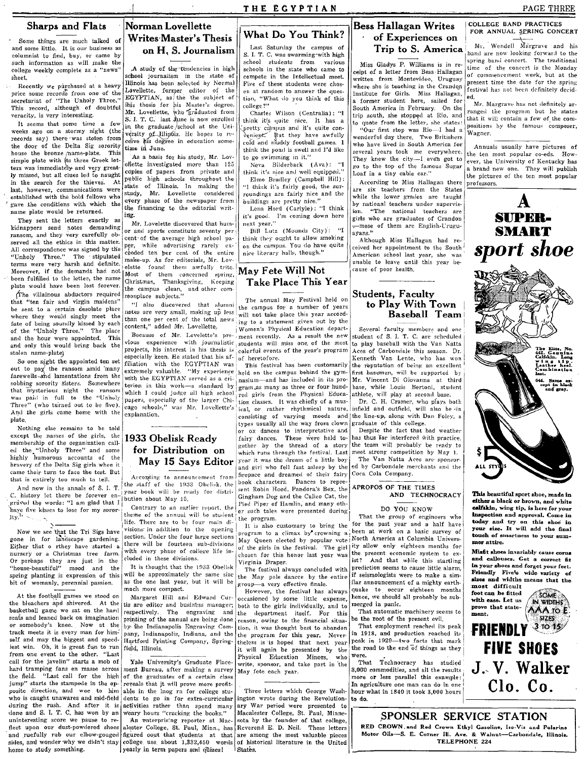## Sharps and Flats

Some things are much talked of and some little. It is our business as columnist to find, buy, or come by such information as will make the college weekly complete as a "news" sheet.

Recently we purchased at a heavy price some records from one of the secretariat of "The Unholy Three." This record, although of doubtful veracity, is very interesting.

It seems that some time a few weeks ago on a stormy night (the records say) there was stolen from the door of the Delta Sig sorority house the bronze name-plate. This simple plate with its three Greek letters was immediately and very greatly missed, but all clues led to naught in the search for the thieves. At last, however, communications were established with the bold fellows who gave the conditions with which the name plate would be returned.

They sent the letters exactly as kidnappers send notes demanding ransom, and they very carefully observed all the ethics in this matter. All correspondence was signed by the "Unholy Three." The stipulated terms were very harsh and definite. Moreover, if the demands had not been fulfilled to the letter, the name plate would have been lost forever. (The villainous abductors required that "ten fair and virgin maidens" be sent to a certain desolate place where they would singly meet the fate of being soundly kissed by each of the "Unholy Three." The place and the hour were appointed. This and only this would bring back the stolen name-plate)

So one night the appointed ten set out to pay the ransom amid many farewells and lamentations from the sobbing sorority sisters. Somewhere that mysterious night the ransom was paid in full to the "Unholy Three" (who turned out to be five). And the girls came home with the plate.

Nothing else remains to be told except the names of the girls, the membership of the organization called the "Unholy Three" and some highly humorous accounts of the bravery of the Delta Sig girls when it came their turn to face the test. But that is entirely too much to tell.

And now in the annals of S. I. T. C. history let there be forever engraved the words: "I am glad that I have five kisses to lose for my sorority."

Now we see that the Tri Sigs have gone in for landscape gardening. Either that or they have started a nursery or a Christmas tree farm. Or perhaps they are just in the "house-beautiful" mood and the spring planting is expression of this bit of womanly, perennial passion.

At the football game we stood on the bleachers and shivered. At the basketball game we sat on the hard seats and leaned back on imagination or somebody's knee. Now at the track meets it is every man for himself and may the biggest and speediest win. Oh, it is great fun to run from one event to the other. "Last call for the javelin" starts a mob of hard tramping fans en masse across the field. "Last call for the high jump" starts the stampede in the opposite direction, and woe to him who is caught unawares and mid-field during the rush. And after it is done and S. I. T. C. has won by an uninteresting score we pause to reflect upon our dust-powdered shoes and ruefully rub our elbow-gouged sides, and wonder why we didn't stay home to study something.

## Norman Lovellette Writes Master's Thesis on H. S. Journalism

A study of the tendencies in high school journalism in the state of Illinois has been selected by Normal Lovellette, former editor of the EGYPTIAN, as the subject of his thesis for his Master's degree. Mr. Lovellette, who graduated from S. I. T. C. last June is now enrolled in the graduate school at the University of Illinois. He hopes to receive his degree in education sometime in June.

As a basis for his study, Mr. Lovellette investigated more than 125 copies of papers from private and public high schools throughout the state of Illinois. In making the study, Mr. Lovellette considered every phase of the newspaper from the financing to the editorial writing.

Mr. Lovelette discovered that humor and sports constitute seventy per cent of the average high school paper, while advertising rarely exceeded ten per cent of the entire make-up. As for editorials, Mr. Lovelette found them awfully trite. Most of them concerned spring, Christmas, Thanksgiving, Keeping the campus clean, and other commonplace subjects."

"I also discovered that alumni notes are very small, making up less than one per cent of the total news content," added Mr. Lovellette.

Because of Mr. Lovelette's previous experience with journalistic projects, his interest in his thesis is especially keen. He stated that his affiliation with the EGYPTIAN was extremely valuable. "My experience with the EGYPTIAN served as a criterion in this work—a standard by which I could judge all high school papers, especially of the larger Chicago schools," was Mr. Lovellette's explanation.

## 1933 Obelisk Ready for Distribution on May 15 Says Editor

According to announcement from the staff of the 1933 Obelisk, the year book will be ready for distribution about May 15.

Contrary to an earlier report, the theme of the annual will be student life. There are to be four main divisions in addition to the opening section. Under the four large sections there will be fourteen sub-divisions with every phase of college life included in these divisions.

It is thought that the 1933 Obelisk will be approximately the same size as the one last year, but it will be much more compact.

Margaret Hill and Edward Curtis are editor and business manager, respectively. The engraving and printing of the annual are being done by the Indianapolis Engraving Company, Indianapolis, Indiana, and the Hartford Printing Company, Springfield, Illinois.

Yale University's Graduate Placement Bureau, after making a survey of the graduates of a certain class reveals that it will prove more profitable in the long run for college students to go in for extra-curricular activities rather than spend many weary hours "cracking the books."

An enterprising reporter at Macalester College, St. Paul, Minn., has figured out that students at that college use about 1,332,450 words yearly in term papers and quizes!

## What Do You Think?

Last Saturday the campus of S. I. T. C. was swarming with high school students from various schools in the state who came to compete in the Intellectual meet. Five of these students were chosen at random to answer the question, "What do you think of this college?"

Charles Wilson (Centralia): "I think it's quite nice. It has a pretty campus and it's quite convenient. But they have awfully cold and muddy football games. I think the pond is swell and I'd like to go swimming in it."

Neva Bilderback (Ava): "I think it's nice and well equipped."

Elmo Bradley (Campbell Hill): "I think it's fairly good, the surroundings are fairly nice and the buildings are pretty nice."

Lena Hord (Carlyle): "I think it's good. I'm coming down here next year."

Bill Lutz (Mounds City): "I think they ought to allow smoking on the campus. You do have quite nice literary halls, though."

## May Fete Will Not Take Place This Year

The annual May Festival held on the campus for a number of years will not take place this year according to a statement given out by the Women's Physical Education department recently. As a result the new students will miss one of the most colorful events of the year's program of heretofore.

This festival has been customarily held on the campus behind the gymnasium—and has included in its program as many as three or four hundred girls from the Physical Education classes. It was chiefly of a musical, or rather rhythmical nature, consisting of varying moods and types usually all the way from clown or ox dances to interpretative and fairy dances. These were held together by the thread of a story which runs through the festival. Last year it was the dream of a little boy and girl who fell fast asleep by the fireplace and dreamed of their fairy book characters. Dances to represent Robin Hood, Pandora's Box, the Gingham Dog and the Calico Cat, the Pied Piper of Hamlin, and many other such tales were presented during the program.

It is also customary to bring the program to a climax by crowning a May Queen elected by popular vote of the girls in the festival. The girl chosen for this honor last year was Virginia Draper.

The festival always concluded with the May pole dancce by the entire group—a very effective finale.

However, the festival has always occasioned by some little expense, both to the girls individually, and to the department itself. For this reason, owing to the financial situation, it was thought best to abandon the program for this year. Nevertheless is is hoped that next year it will again be presented by the Physical Education Minors, who write, sponsor, and take part in the May fete each year.

Three letters which George Washington wrote during the Revolutionary War period were presented to Macalester College, St. Paul, Minnesota by the founder of that college, Reverend E. D. Neil. These letters are among the most valuable pieces of historical literature in the United States.

## Bess Hallagan Writes of Experiences on Trip to S. America

Miss Gladys P. Williams is in receipt of a letter from Bess Hallagan written from Montevideo, Uruguay where she is teaching in the Crandon Institute for Girls. Miss Hallagan, a former student here, sailed for South America in February. On the trip south, she stopped at Rio, and to quote from the letter, she states:

"Our first stop was Rio—I had a wonderful day there. Two Britishers who have lived in South America for several years took me everywhere. They knew the city—I even got to go to the top of the famous Sugar Loaf in a tiny cable car."

According to Miss Hallagan there are six teachers from the States while the lower grades are taught by national teachers under supervision. "The national teachers are girls who are graduates of Crandon—mose of them are English-Uruguayans."

Although Miss Hallagan had received her appointment to the South American school last year, she was unable to leave until this year because of poor health.

## Students, Faculty to Play With Town Baseball Team

Several faculty members and one student of S. I. T. C. are scheduled to play baseball with the Van Natta Aces of Carbondale this season. Dr. Kenneth Van Lente, who has won the reputation of being an excellent first baseman, will be supported by Mr. Vincent Di Giovanna at third base, while Louis Bertoni, student athlete, will play at second base.

Dr. C. H. Cramer, who plays both infield and outfield, will also be in the line-up, along with Dan Foley, a graduate of this college.

Despite the fact that bad weather has thus far interfered with practice, the team will probably be ready to meet strong competition by May 1.

The Van Natta Aces are sponsored by Carbondale merchants and the Coca Cola Company.

## APROPOS OF THE TIMES AND TECHNOCRACY

DO YOU KNOW

That the group of engineers who for the past year and a half have been at work on a basic survey of North America at Columbia University allow only eighteen months for the present economic system to exist? And that while this startling prediction seems to cause little alarm, if seismologists were to make a similar announcement of a mighty earthquake to occur eighteen months hence, we should all probably be submerged in panic.

That automatic machinery seems to be the root of the present evil.

That employment reached its peak in 1918, and production reached its peak in 1929—two facts that mark the road to the end of things as they were.

That Technocracy has studied 3,000 commodities, and all the results more or less parallel this example: In agriculture one man can do in one hour what in 1840 it took 3,000 hours to do.

## COLLEGE BAND PRACTICES FOR ANNUAL SPRING CONCERT

Mr. Wendell Margrave and his band are now looking forward to the spring band concert. The traditional time of the concert is the Monday of commencement week, but at the present time the date for the spring festival has not been definitely decided.

Mr. Margrave has not definitely arranged the program but he states that it will contain a few of the compositions by the famous composer, Wagner.

Annuals usually have pictures of the ten most popular co-eds. However, the University of Kentucky has a brand new one. They will publish the pictures of the ten most popular professors.

**A SUPER-SMART *sport shoe***

The Elite, No. 442. Genuine Calfskin. Long wing tip. Leather heel. Combination last.

644. Same except in black and gray.

$5 ALL STYLES

**This beautiful sport shoe, made in either a black or brown, and white calfskin, wing tip, is here for your inspection and approval. Come in today and try on this shoe in your size. It will add the final touch of smartness to your summer attire.**

**Misfit shoes invariably cause corns and callouses. Get a correct fit in your shoes and forget your feet. Friendly Five's wide variety of sizes and widths means that the most difficult foot can be fitted with ease. Let us prove that statement.**

SOME IN WIDTHS AAA TO E SIZES 3 TO 15

**FRIENDLY FIVE SHOES**

**J. V. Walker Clo. Co.**

**SPONSLER SERVICE STATION**

RED CROWN and Red Crown Ethyl Gasoline, Iso-Vis and Polarine Motor Oils—S. E. Corner Ill. Ave. & Walnut—Carbondale, Illinois.

TELEPHONE 224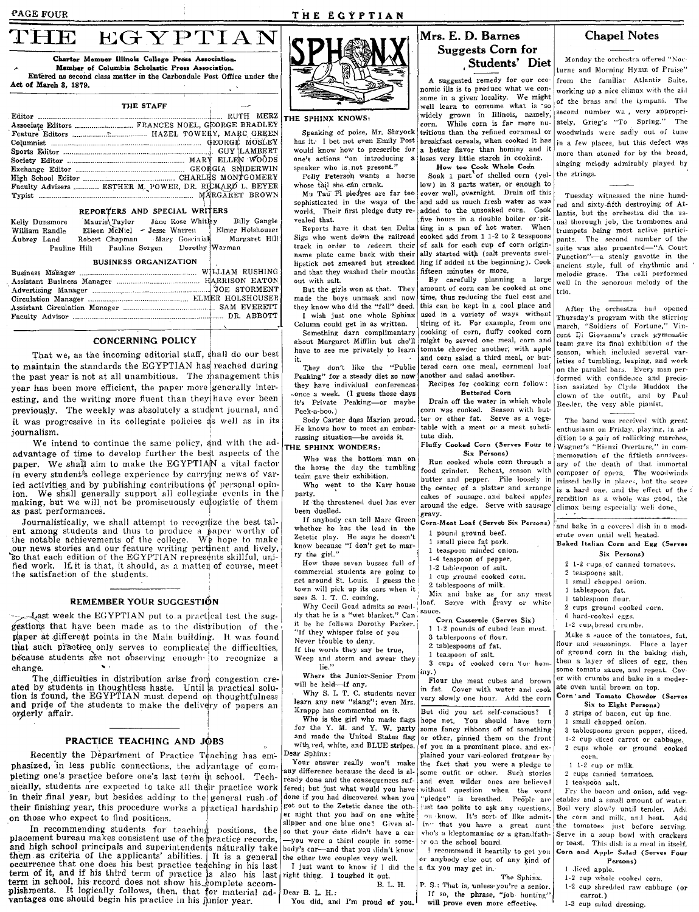# THE EGYPTIAN

**Charter Member Illinois College Press Association.**
**Member of Columbia Scholastic Press Association.**
Entered as second class matter in the Carbondale Post Office under the Act of March 3, 1879.

### THE STAFF

Editor .... RUTH MERZ
Associate Editors .... FRANCES NOEL, GEORGE BRADLEY
Feature Editors .... HAZEL TOWERY, MARC GREEN
Columnist .... GEORGE MOSLEY
Sports Editor .... GUY LAMBERT
Society Editor .... MARY ELLEN WOODS
Exchange Editor .... GEORGIA SNIDERWIN
High School Editor .... CHARLES MONTGOMERY
Faculty Advisers .... ESTHER M. POWER, DR. RICHARD L. BEYER
Typist .... MARGARET BROWN

### REPORTERS AND SPECIAL WRITERS

Kelly Dunsmore, Maurie Taylor, Jane Rose Whitley, Billy Gangle, William Randle, Eileen McNiel, Jesse Warren, Elmer Holshouser, Aubrey Land, Robert Chapman, Mary Gosciniak, Margaret Hill, Pauline Hill, Pauline Sorgen, Dorothy Warman

### BUSINESS ORGANIZATION

Business Manager .... WILLIAM RUSHING
Assistant Business Manager .... HARRISON EATON
Advertising Manager .... JOE STORMENT
Circulation Manager .... ELMER HOLSHOUSER
Assistant Circulation Manager .... SAM EVERETT
Faculty Advisor .... DR. ABBOTT

## CONCERNING POLICY

That we, as the incoming editorial staff, shall do our best to maintain the standards the EGYPTIAN has reached during the past year is not at all unambitious. The management this year has been more efficient, the paper more generally interesting, and the writing more fluent than they have ever been previously. The weekly was absolutely a student journal, and it was progressive in its collegiate policies as well as in its journalism.

We intend to continue the same policy, and with the ad-advantage of time to develop further the best aspects of the paper. We shall aim to make the EGYPTIAN a vital factor in every student's college experience by carrying news of varied activities and by publishing contributions of personal opinion. We shall generally support all collegiate events in the making, but we will not be promiscuously eulogistic of them as past performances.

Journalistically, we shall attempt to recognize the best talent among students and thus to produce a paper worthy of the notable achievements of the college. We hope to make our news stories and our feature writing pertinent and lively, so that each edition of the EGYPTIAN represents skillful, unified work. If it is that, it should, as a matter of course, meet the satisfaction of the students.

## REMEMBER YOUR SUGGESTION

Last week the EGYPTIAN put to a practical test the suggestions that have been made as to the distribution of the paper at different points in the Main building. It was found that such practice only serves to complicate the difficulties, because students are not observing enough to recognize a change.

The difficulties in distribution arise from congestion created by students in thoughtless haste. Until a practical solution is found, the EGYPTIAN must depend on thoughtfulness and pride of the students to make the delivery of papers an orderly affair.

## PRACTICE TEACHING AND JOBS

Recently the Department of Practice Teaching has emphasized, in less public connections, the advantage of completing one's practice before one's last term in school. Technically, students are expected to take all their practice work in their final year, but besides adding to the general rush of their finishing year, this procedure works a practical hardship on those who expect to find positions.

In recommending students for teaching positions, the placement bureau makes consistent use of the practice records, and high school principals and superintendents naturally take them as criteria of the applicants' abilities. It is a general occurrence that one does his best practice teaching in his last term of it, and if his third term of practice is also his last term in school, his record does not show his complete accomplishments. It logically follows, then, that for material advantages one should begin his practice in his junior year.

## SPHINX

**THE SPHINX KNOWS:**

Speaking of poise, Mr. Shryock has it. I bet not even Emily Post would know how to prescribe for one's actions "on introducing a speaker who is not present."

Polly Peterson wants a horse whose tail she can crank.

Mu Tau Pi pledges are far too sophisticated in the ways of the world. Their first pledge duty revealed that.

Reports have it that ten Delta Sigs who went down the railroad track in order to redeem their name plate came back with their lipstick not smeared but streaked and that they washed their mouths out with salt.

But the girls won at that. They made the boys unmask and now they know who did the "fell" deed.

I wish just one whole Sphinx Column could get in as written.

Something darn complimentary about Margaret Mifflin but she'll have to see me privately to learn it.

They don't like the "Public Peaking" for a steady diet so now they have individual conferences once a week. (I guess those days it's Private Peaking—or maybe Peek-a-boo.)

Sody Carter does Marion proud. He knows how to meet an embarrassing situation—he avoids it.

**THE SPHINX WONDERS:**

Who was the bottom man on the horse the day the tumbling team gave their exhibition.

Who went to the Karr house party.

If the threatened duel has ever been duelled.

If anybody can tell Marc Green whether he has the lead in the Zetetic play. He says he doesn't know because "I don't get to marry the girl."

How those seven busses full of commercial students are going to get around St. Louis. I guess the town will pick up its ears when it sees S. I. T. C. coming.

Why Cecil Goad admits so readily that he is a "wet blanket." Can it be he follows Dorothy Parker. "If they whisper false of you Never trouble to deny. If the words they say be true, Weep and storm and swear they lie."

Where the Junior-Senior Prom will be held—if any.

Why S. I. T. C. students never learn any new "slang"; even Mrs. Krappe has commented on it.

Who is the girl who made flags for the Y. M. and Y. W. party and made the United States flag with red, white, and BLUE stripes.

Dear Sphinx:

Your answer really won't make any difference because the deed is already done and the consequences suffered; but just what would you have done if you had discovered when you got out to the Zetetic dance the other night that you had on one white slipper and one blue one? Given also that your date didn't have a car—you were a third couple in somebody's car—and that you didn't know the other two couples very well.

I just want to know if I did the right thing. I toughed it out.

B. L. H.

Dear B. L. H.:

You did, and I'm proud of you. But did you act self-conscious? I hope not. You should have torn some fancy ribbons off of something and pinned them on the front of you in a prominent place, and explained your vari-colored fratgear by the fact that you were a pledge to some outfit or other. Such stories and even wilder ones are believed without question when the word "pledge" is breathed. People are just too polite to ask any questions, you know. It's sort of like admitting that you have a great aunt who's a kleptomaniac or a grandfather on the school board.

I recommend it heartily to get you or anybody else out of any kind of a fix you may get in.

The Sphinx.

P. S.: That is, unless you're a senior. If so, the phrase, "job hunting" will prove even more effective.

## Mrs. E. D. Barnes Suggests Corn for Students' Diet

A suggested remedy for our economic ills is to produce what we consume in a given locality. We might well learn to consume what is so widely grown in Illinois, namely, corn. While corn is far more nutritious than the refined cornmeal or breakfast cereals, when cooked it has a better flavor than hominy and it loses very little starch in cooking.

**How to Cook Whole Corn**

Soak 1 part of shelled corn (yellow) in 3 parts water, or enough to cover well, overnight. Drain off this and add as much fresh water as was added to the unsoaked corn. Cook five hours in a double boiler or sitting in a pan of hot water. When cooked add from 1 1-2 to 2 teaspoons of salt for each cup of corn originally started with (salt prevents swelling if added at the beginning). Cook fifteen minutes or more.

By carefully planning a large amount of corn can be cooked at one time, thus reducing the fuel cost and this can be kept in a cool place and used in a variety of ways without tiring of it. For example, from one cooking of corn, fluffy cooked corn might be served one meal, corn and tomato chowder another, with apple and corn salad a third meal, or buttered corn one meal, cornmeal loaf another and salad another.

Recipes for cooking corn follow:

**Buttered Corn**

Drain off the water in which whole corn was cooked. Season with butter or other fat. Serve as a vegetable with a meat or a meat substitute dish.

**Fluffy Cooked Corn (Serves Four to Six Persons)**

Run cooked whole corn through a food grinder. Reheat, season with butter and pepper. Pile loosely in the center of a platter and arrange cakes of sausage and baked apples around the edge. Serve with sausage gravy.

**Corn-Meat Loaf (Serves Six Persons)**

- 1 pound ground beef.
- 1 small piece fat pork.
- 1 teaspoon minced onion.
- 1-4 teaspoon of pepper.
- 1-2 tablespoon of salt.
- 1 cup ground cooked corn.
- 2 tablespoons of milk.

Mix and bake as for any meat loaf. Serve with gravy or white sauce.

**Corn Casserole (Serves Six)**

- 1 1-2 pounds of cubed lean meat.
- 3 tablespoons of flour.
- 2 tablespoons of fat.
- 1 teaspoon of salt.
- 3 cups of cooked corn (or hominy.)

Flour the meat cubes and brown in fat. Cover with water and cook very slowly one hour. Add the corn and bake in a covered dish in a moderate oven until well heated.

**Baked Italian Corn and Egg (Serves Six Persons)**

- 2 1-2 cups of canned tomatoes.
- 2 teaspoons salt.
- 1 small chopped onion.
- 1 tablespoon fat.
- 1 tablespoon flour.
- 2 cups ground cooked corn.
- 6 hard-cooked eggs.
- 1-2 cup bread crumbs.

Make a sauce of the tomatoes, fat, flour and seasonings. Place a layer of ground corn in the baking dish, then a layer of slices of egg, then some tomato sauce, and repeat. Cover with crumbs and bake in a moderate oven until brown on top.

**Corn and Tomato Chowder (Serves Six to Eight Persons)**

- 3 strips of bacon, cut up fine.
- 1 small chopped onion.
- 3 tablespoons green pepper, diced.
- 1-2 cup diced carrot or cabbage.
- 2 cups whole or ground cooked corn.
- 1 1-2 cup or milk.
- 2 cups canned tomatoes.
- 1 teaspoon salt.

Fry the bacon and onion, add vegetables and a small amount of water. Boil very slowly until tender. Add the corn and milk, and heat. Add the tomatoes just before serving. Serve in a soup bowl with crackers or toast. This dish is a meal in itself.

**Corn and Apple Salad (Serves Four Persons)**

- 1 diced apple.
- 1-2 cup whole cooked corn.
- 1-2 cup shredded raw cabbage (or carrot.)
- 1-3 cup salad dressing.

## Chapel Notes

Monday the orchestra offered "Nocturne and Morning Hymn of Praise" from the familiar Atlantis Suite, working up a nice climax with the aid of the brass and the tympani. The second number was, very appropriately, Grieg's "To Spring." The woodwinds were sadly out of tune in a few places, but this defect was more than atoned for by the broad, singing melody admirably played by the strings.

Tuesday witnessed the nine hundred and sixty-fifth destroying of Atlantis, but the orchestra did the usual thorough job, the trombones and trumpets being most active participants. The second number of the suite was also presented—"A Court Function"—a stealy gavotte in the ancient style, full of rhythmic and melodic grace. The celli performed well in the sonorous melody of the trio.

After the orchestra had opened Thursday's program with the stirring march, "Soldiers of Fortune," Vincent Di Giovanna's crack gymnastic team gave its final exhibition of the season, which included several varieties of tumbling, leaping, and work on the parallel bars. Every man performed with confidence and precision assisted by Clyde Maddox the clown of the outfit, and by Paul Reeder, the very able pianist.

The band was received with great enthusiasm on Friday, playing, in addition to a pair of rollicking marches, Wagner's "Rienzi Overture," in commemoration of the fiftieth anniversary of the death of that immortal composer of opera. The woodwinds missed badly in places, but the score is a hard one, and the effect of the rendition as a whole was good, the climax being especially well done.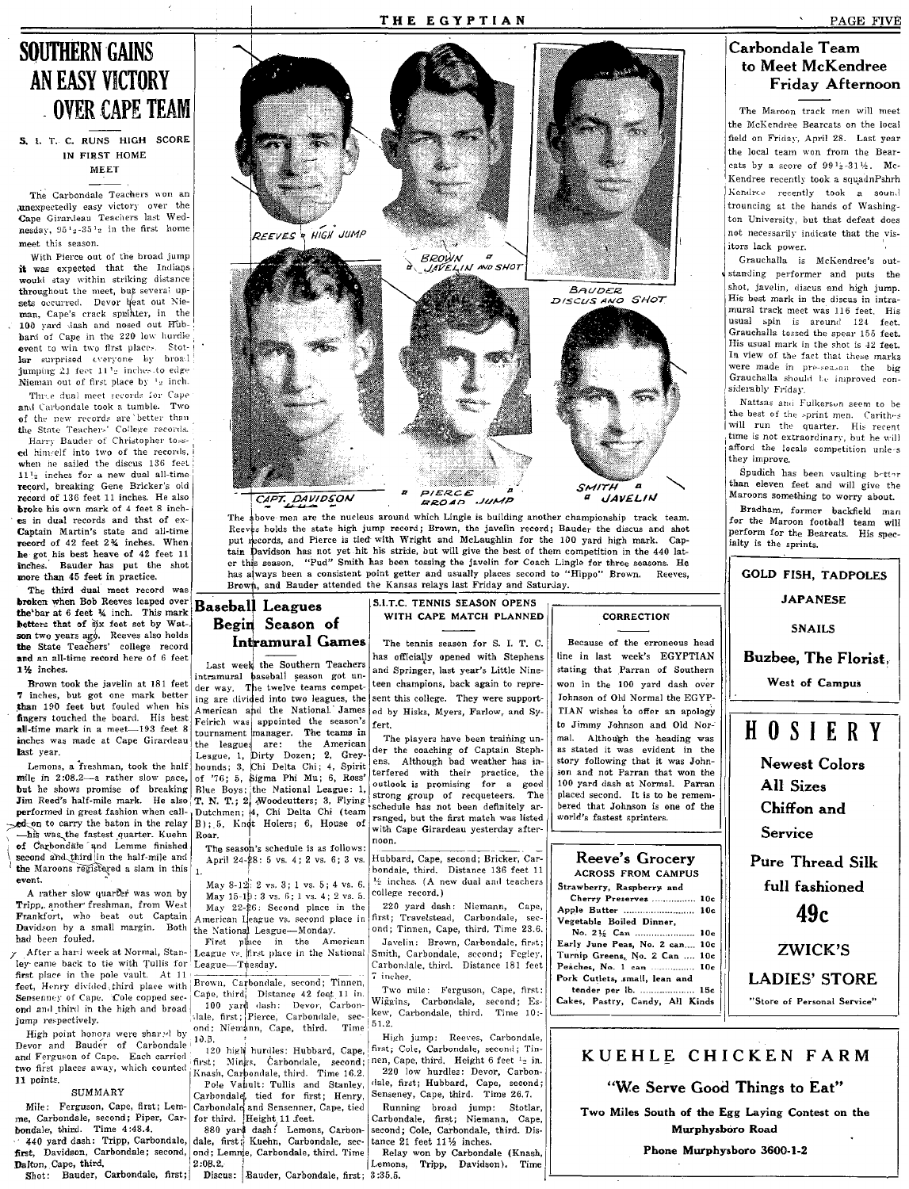# SOUTHERN GAINS AN EASY VICTORY OVER CAPE TEAM

### S. I. T. C. RUNS HIGH SCORE IN FIRST HOME MEET

The Carbondale Teachers won an unexpectedly easy victory over the Cape Girardeau Teachers last Wednesday, 95½-35½ in the first home meet this season.

With Pierce out of the broad jump it was expected that the Indians would stay within striking distance throughout the meet, but several upsets occurred. Devor beat out Nieman, Cape's crack sprinter, in the 100 yard dash and nosed out Hubbard of Cape in the 220 low hurdle event to win two first places. Stotlar surprised everyone by broad jumping 21 feet 11½ inches to edge Nieman out of first place by ½ inch.

Three dual meet records for Cape and Carbondale took a tumble. Two of the new records are better than the State Teachers' College records.

Harry Bauder of Christopher tossed himself into two of the records, when he sailed the discus 136 feet 11½ inches for a new dual all-time record, breaking Gene Bricker's old record of 136 feet 11 inches. He also broke his own mark of 4 feet 8 inches in dual records and that of ex-Captain Martin's state and all-time record of 42 feet 2¾ inches. When he got his best heave of 42 feet 11 inches. Bauder has put the shot more than 45 feet in practice.

The third dual meet record was broken when Bob Reeves leaped over the bar at 6 feet ¼ inch. This mark betters that of six feet set by Watson two years ago. Reeves also holds the State Teachers' college record and an all-time record here of 6 feet 1½ inches.

Brown took the javelin at 181 feet 7 inches, but got one mark better than 190 feet but fouled when his fingers touched the board. His best all-time mark in a meet—193 feet 8 inches was made at Cape Girardeau last year.

Lemons, a freshman, took the half mile in 2:08.2—a rather slow pace, but he shows promise of breaking Jim Reed's half-mile mark. He also performed in great fashion when called on to carry the baton in the relay —his was the fastest quarter. Kuehn of Carbondale and Lemme finished second and third in the half-mile and the Maroons registered a slam in this event.

A rather slow quarter was won by Tripp, another freshman, from West Frankfort, who beat out Captain Davidson by a small margin. Both had been fouled.

After a hard week at Normal, Stanley came back to tie with Tullis for first place in the pole vault. At 11 feet, Henry divided third place with Sensenney of Cape. Cole copped second and third in the high and broad jump respectively.

High point honors were shared by Devor and Bauder of Carbondale and Ferguson of Cape. Each carried two first places away, which counted 11 points.

#### SUMMARY

Mile: Ferguson, Cape, first; Lemme, Carbondale, second; Piper, Carbondale, third. Time 4:48.4.

440 yard dash: Tripp, Carbondale, first, Davidson, Carbondale; second, Dalton, Cape, third.

Shot: Bauder, Carbondale, first; Brown, Carbondale, second; Tinnen, Cape, third; Distance 42 feet 11 in.

100 yard dash: Devor, Carbondale, first; Pierce, Carbondale, second; Niemann, Cape, third. Time 10.5.

120 high hurdles: Hubbard, Cape, first; Mings, Carbondale, second; Knash, Carbondale, third. Time 16.2.

Pole Vault: Tullis and Stanley, Carbondale tied for first; Henry, Carbondale and Sensenner, Cape, tied for third. Height 11 feet.

880 yard dash: Lemons, Carbondale, first; Kuehn, Carbondale, second; Lemme, Carbondale, third. Time 2:08.2.

Discus: Bauder, Carbondale, first; Hubbard, Cape, second; Bricker, Carbondale, third. Distance 136 feet 11 ½ inches. (A new dual and teachers college record.)

220 yard dash: Niemann, Cape, first; Travelstead, Carbondale, second; Tinnen, Cape, third. Time 23.6.

Javelin: Brown, Carbondale, first; Smith, Carbondale, second; Fegley, Carbondale, third. Distance 181 feet 7 inches.

Two mile: Ferguson, Cape, first; Wiggins, Carbondale, second; Eskew, Carbondale, third. Time 10:51.2.

High jump: Reeves, Carbondale, first; Cole, Carbondale, second; Tinnen, Cape, third. Height 6 feet ¼ in.

220 low hurdles: Devor, Carbondale, first; Hubbard, Cape, second; Senseney, Cape, third. Time 26.7.

Running broad jump: Stotlar, Carbondale, first; Niemann, Cape, second; Cole, Carbondale, third. Distance 21 feet 11½ inches.

Relay won by Carbondale (Knash, Lemons, Tripp, Davidson). Time 3:35.5.

---

REEVES — HIGH JUMP; BROWN — JAVELIN AND SHOT; BAUDER — DISCUS AND SHOT; CAPT. DAVIDSON; PIERCE — BROAD JUMP; SMITH — JAVELIN

The above men are the nucleus around which Lingle is building another championship track team. Reeves holds the state high jump record; Brown, the javelin record; Bauder the discus and shot put records, and Pierce is tied with Wright and McLaughlin for the 100 yard high mark. Captain Davidson has not yet hit his stride, but will give the best of them competition in the 440 later this season. "Pud" Smith has been tossing the javelin for Coach Lingle for three seasons. He has always been a consistent point getter and usually places second to "Hippo" Brown. Reeves, Brown, and Bauder attended the Kansas relays last Friday and Saturday.

---

# Baseball Leagues Begin Season of Intramural Games

Last week the Southern Teachers intramural baseball season got under way. The twelve teams competing are divided into two leagues, the American and the National. James Feirich was appointed the season's tournament manager. The teams in the leagues are: the American League, 1, Dirty Dozen; 2, Greyhounds; 3, Chi Delta Chi; 4, Spirit of '76; 5, Sigma Phi Mu; 6, Ross' Blue Boys; the National League: 1, T. N. T.; 2, Woodcutters; 3, Flying Dutchmen; 4, Chi Delta Chi (team B); 5, Knot Holers; 6, House of Roar.

The season's schedule is as follows: April 24-28: 5 vs. 4; 2 vs. 6; 3 vs. 1.

May 8-12: 2 vs. 3; 1 vs. 5; 4 vs. 6.

May 15-19: 3 vs. 6; 1 vs. 4; 2 vs. 5.

May 22-26: Second place in the American league vs. second place in the National League—Monday.

First place in the American League vs. first place in the National League—Tuesday.

---

### S.I.T.C. TENNIS SEASON OPENS WITH CAPE MATCH PLANNED

The tennis season for S. I. T. C. has officially opened with Stephens and Springer, last year's Little Nineteen champions, back again to represent this college. They were supported by Hisks, Myers, Farlow, and Syfert.

The players have been training under the coaching of Captain Stephens. Although bad weather has interfered with their practice, the outlook is promising for a good strong group of recqueteers. The schedule has not been definitely arranged, but the first match was listed with Cape Girardeau yesterday afternoon.

---

### CORRECTION

Because of the erroneous head line in last week's EGYPTIAN stating that Parran of Southern won in the 100 yard dash over Johnson of Old Normal the EGYPTIAN wishes to offer an apology to Jimmy Johnson and Old Normal. Although the heading was as stated it was evident in the story following that it was Johnson and not Parran that won the 100 yard dash at Normal. Parran placed second. It is to be remembered that Johnson is one of the world's fastest sprinters.

---

# Carbondale Team to Meet McKendree Friday Afternoon

The Maroon track men will meet the McKendree Bearcats on the local field on Friday, April 28. Last year the local team won from the Bearcats by a score of 99½-31¼. McKendree recently took a squadnPshrh Kendree recently took a sound trouncing at the hands of Washington University, but that defeat does not necessarily indicate that the visitors lack power.

Grauchalla is McKendree's outstanding performer and puts the shot, javelin, discus and high jump. His best mark in the discus in intramural track meet was 116 feet. His usual spin is around 124 feet. Grauchalla tossed the spear 155 feet. His usual mark in the shot is 42 feet. In view of the fact that these marks were made in pre-season the big Grauchalla should be improved considerably Friday.

Nattsas and Fulkerson seem to be the best of the sprint men. Carithers will run the quarter. His recent time is not extraordinary, but he will afford the locals competition unless they improve.

Spudich has been vaulting better than eleven feet and will give the Maroons something to worry about.

Bradham, former backfield man for the Maroon football team will perform for the Bearcats. His specialty is the sprints.

---

**GOLD FISH, TADPOLES**

**JAPANESE**

**SNAILS**

**Buzbee, The Florist,**

**West of Campus**

---

**HOSIERY**

**Newest Colors**

**All Sizes**

**Chiffon and Service**

**Pure Thread Silk full fashioned**

**49c**

**ZWICK'S LADIES' STORE**

"Store of Personal Service"

---

**Reeve's Grocery**

**ACROSS FROM CAMPUS**

| | |
|---|---|
| Strawberry, Raspberry and Cherry Preserves | 10c |
| Apple Butter | 10c |
| Vegetable Boiled Dinner, No. 2½ Can | 10c |
| Early June Peas, No. 2 can | 10c |
| Turnip Greens, No. 2 Can | 10c |
| Peaches, No. 1 can | 10c |
| Pork Cutlets, small, lean and tender per lb. | 15c |
| Cakes, Pastry, Candy, All Kinds | |

---

**KUEHLE CHICKEN FARM**

**"We Serve Good Things to Eat"**

**Two Miles South of the Egg Laying Contest on the Murphysboro Road**

**Phone Murphysboro 3600-1-2**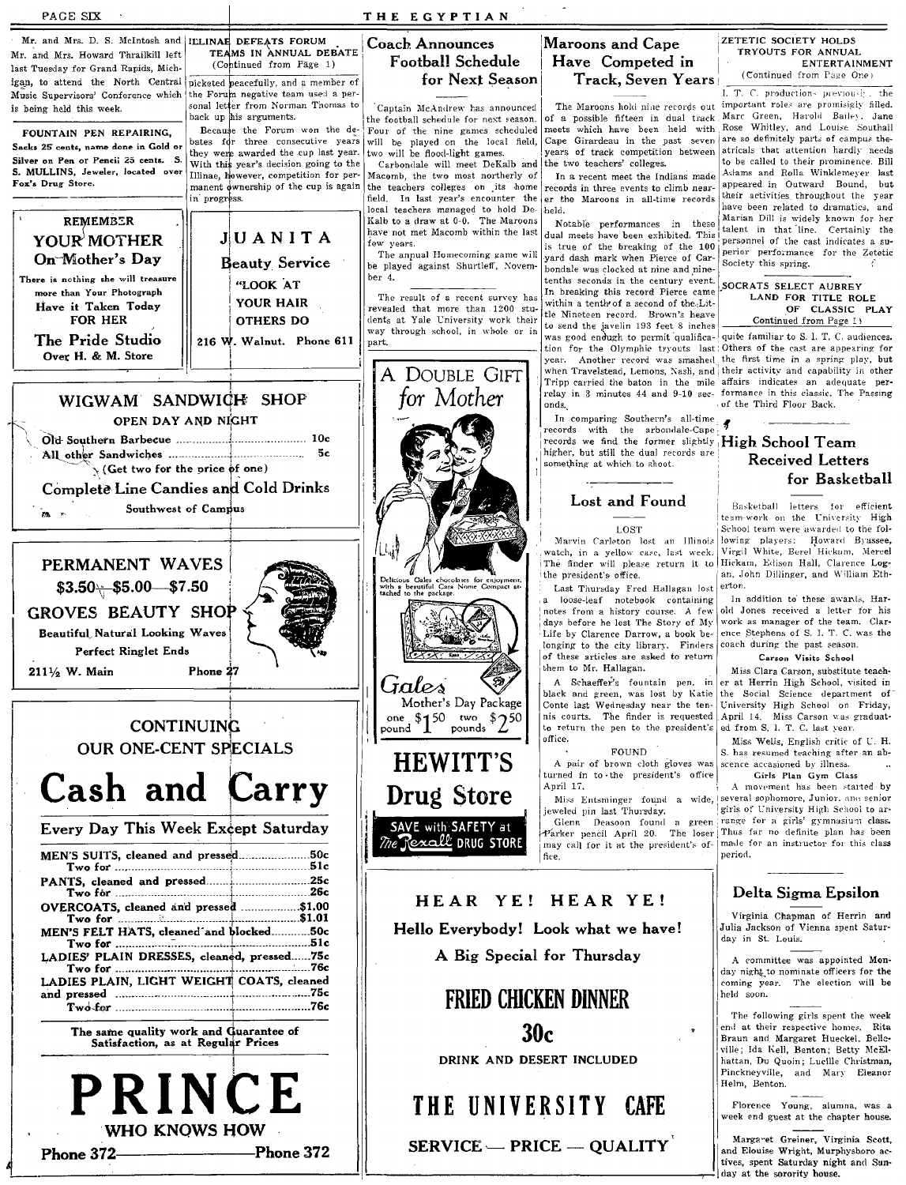Mr. and Mrs. D. S. McIntosh and Mr. and Mrs. Howard Thrailkill left last Tuesday for Grand Rapids, Michigan, to attend the North Central Music Supervisors' Conference which is being held this week.

**FOUNTAIN PEN REPAIRING,** Sacks 25 cents, name done in Gold or Silver on Pen or Pencil 25 cents. S. MULLINS, Jeweler, located over Fox's Drug Store.

**REMEMBER YOUR MOTHER On Mother's Day**

There is nothing she will treasure more than Your Photograph

**Have it Taken Today FOR HER**

**The Pride Studio**
Over H. & M. Store

## ILLINAE DEFEATS FORUM TEAMS IN ANNUAL DEBATE

(Continued from Page 1)

picketed peacefully, and a member of the Forum negative team used a personal letter from Norman Thomas to back up his arguments.

Because the Forum won the debates for three consecutive years they were awarded the cup last year. With this year's decision going to the Illinae, however, competition for permanent ownership of the cup is again in progress.

**JUANITA Beauty Service**

"LOOK AT YOUR HAIR OTHERS DO

216 W. Walnut. Phone 611

## WIGWAM SANDWICH SHOP

OPEN DAY AND NIGHT

Old Southern Barbecue .......... 10c
All other Sandwiches .......... 5c
(Get two for the price of one)

**Complete Line Candies and Cold Drinks**

Southwest of Campus

**PERMANENT WAVES**
**$3.50—$5.00—$7.50**

**GROVES BEAUTY SHOP**

Beautiful, Natural Looking Waves
Perfect Ringlet Ends

211½ W. Main Phone 27

## CONTINUING OUR ONE-CENT SPECIALS

# Cash and Carry

**Every Day This Week Except Saturday**

MEN'S SUITS, cleaned and pressed .......... 50c
Two for .......... 51c
PANTS, cleaned and pressed .......... 25c
Two for .......... 26c
OVERCOATS, cleaned and pressed .......... $1.00
Two for .......... $1.01
MEN'S FELT HATS, cleaned and blocked .......... 50c
Two for .......... 51c
LADIES' PLAIN DRESSES, cleaned, pressed .......... 75c
Two for .......... 76c
LADIES PLAIN, LIGHT WEIGHT COATS, cleaned and pressed .......... 75c
Two for .......... 76c

The same quality work and Guarantee of Satisfaction, as at Regular Prices

# PRINCE
WHO KNOWS HOW

Phone 372 — Phone 372

## Coach Announces Football Schedule for Next Season

Captain McAndrew has announced the football schedule for next season. Four of the nine games scheduled will be played on the local field, two will be flood-light games.

Carbondale will meet DeKalb and Macomb, the two most northerly of the teachers colleges on its home field. In last year's encounter the local teachers managed to hold DeKalb to a draw at 0-0. The Maroons have not met Macomb within the last few years.

The annual Homecoming game will be played against Shurtleff, November 4.

The result of a recent survey has revealed that more than 1200 students at Yale University work their way through school, in whole or in part.

**A DOUBLE GIFT for Mother**

Delicious Gales chocolates for enjoyment, with a beautiful Cara Nome Compact attached to the package.

Gales
Mother's Day Package
one pound $1.50 two pounds $2.50

# HEWITT'S Drug Store

SAVE with SAFETY at The Rexall DRUG STORE

## Maroons and Cape Have Competed in Track, Seven Years

The Maroons hold nine records out of a possible fifteen in dual track meets which have been held with Cape Girardeau in the past seven years of track competition between the two teachers' colleges.

In a recent meet the Indians made records in three events to climb nearer the Maroons in all-time records held.

Notable performances in these dual meets have been exhibited. This is true of the breaking of the 100 yard dash mark when Pierce of Carbondale was clocked at nine and nine-tenths seconds in the century event. In breaking this record Pierce came within a tenth of a second of the Little Nineteen record. Brown's heave to send the javelin 193 feet 8 inches was good enough to permit qualification for the Olymphic tryouts last year. Another record was smashed when Travelstead, Lemons, Nash, and Tripp carried the baton in the mile relay in 3 minutes 44 and 9-10 seconds.

In comparing Southern's all-time records with the arbondale-Cape records we find the former slightly higher, but still the dual records are something at which to shoot.

## Lost and Found

LOST

Marvin Carleton lost an Illinois watch, in a yellow case, last week. The finder will please return it to the president's office.

Last Thursday Fred Hallagan lost a loose-leaf notebook containing notes from a history course. A few days before he lost The Story of My Life by Clarence Darrow, a book belonging to the city library. Finders of these articles are asked to return them to Mr. Hallagan.

A Schaeffer's fountain pen, in black and green, was lost by Katie Conte last Wednesday near the tennis courts. The finder is requested to return the pen to the president's office.

FOUND

A pair of brown cloth gloves was turned in to the president's office April 17.

Miss Entsminger found a wide, jeweled pin last Thursday.

Glenn Deason found a green Parker pencil April 20. The loser may call for it at the president's office.

**HEAR YE! HEAR YE!**

**Hello Everybody! Look what we have!**

**A Big Special for Thursday**

# FRIED CHICKEN DINNER
# 30c

DRINK AND DESERT INCLUDED

# THE UNIVERSITY CAFE

**SERVICE — PRICE — QUALITY**

## ZETETIC SOCIETY HOLDS TRYOUTS FOR ANNUAL ENTERTAINMENT

(Continued from Page One)

I. T. C. productions previously, the important roles are promisingly filled. Marc Green, Harold Bailey, Jane Rose Whitley, and Louise Southall are so definitely parts of campus theatricals that attention hardly needs to be called to their prominence. Bill Adams and Rolla Winklemeyer last appeared in Outward Bound, but their activities throughout the year have been related to dramatics, and Marian Dill is widely known for her talent in that line. Certainly the personnel of the cast indicates a superior performance for the Zetetic Society this spring.

## SOCRATS SELECT AUBREY LAND FOR TITLE ROLE OF CLASSIC PLAY

Continued from Page 1)

quite familiar to S. I. T. C. audiences. Others of the cast are appearing for the first time in a spring play, but their activity and capability in other affairs indicates an adequate performance in this classic. The Passing of the Third Floor Back.

## High School Team Received Letters for Basketball

Basketball letters for efficient team-work on the University High School team were awarded to the following players: Howard Byassee, Virgil White, Berel Hickam, Mercel Hickam, Edison Hall, Clarence Logan, John Dillinger, and William Etherton.

In addition to these awards, Harold Jones received a letter for his work as manager of the team. Clarence Stephens of S. I. T. C. was the coach during the past season.

**Carson Visits School**

Miss Clara Carson, substitute teacher at Herrin High School, visited in the Social Science department of University High School on Friday, April 14. Miss Carson was graduated from S. I. T. C. last year.

Miss Wells, English critic of U. H. S. has resumed teaching after an absence accasioned by illness.

**Girls Plan Gym Class**

A movement has been started by several sophomore, Junior, and senior girls of University High School to arrange for a girls' gymnasium class. Thus far no definite plan has been made for an instructor for this class period.

## Delta Sigma Epsilon

Virginia Chapman of Herrin and Julia Jackson of Vienna spent Saturday in St. Louis.

A committee was appointed Monday night to nominate officers for the coming year. The election will be held soon.

The following girls spent the week end at their respective homes. Rita Braun and Margaret Hueckel, Belleville; Ida Kell, Benton; Betty McElhattan, Du Quoin; Lucille Christman, Pinckneyville, and Mary Eleanor Helm, Benton.

Florence Young, alumna, was a week end guest at the chapter house.

Margaret Greiner, Virginia Scott, and Elouise Wright, Murphysboro actives, spent Saturday night and Sunday at the sorority house.